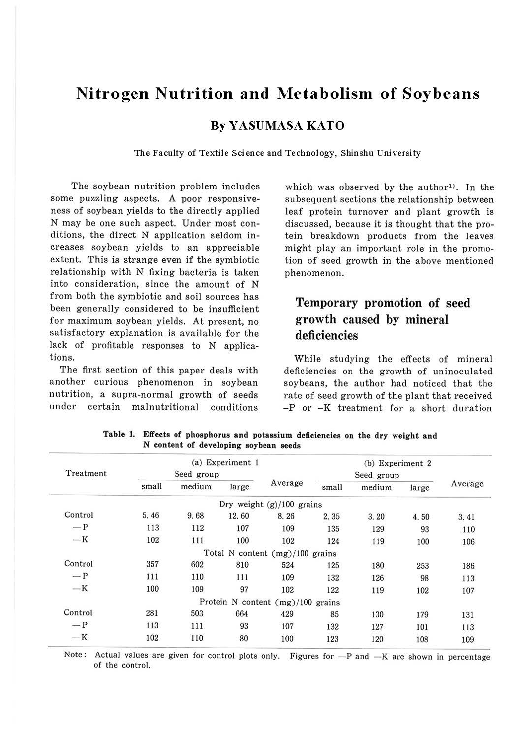# Nitrogen Nutrition and Metabolism of Soybeans

## By YASUMASA KATO

The Faculty of Textile Science and Technology, Shinshu University

The soybean nutrition problem includes some puzzling aspects. A poor responsiveness of soybean yields to the directly applied N may be one such aspect. Under most conditions, the direct N application seldom increases soybean yields to an appreciable extent. This is strange even if the symbiotic relationship with N fixing bacteria is taken into consideration, since the amount of N from both the symbiotic and soil sources has been generally considered to be insufficient for maximum soybean yields. At present, no satisfactory explanation is available for the lack of profitable responses to N applications.

The first section of this paper deals with another curious phenomenon in soybean nutrition, a supra-normal growth of seeds under certain malnutritional conditions which was observed by the author[1]. In the subsequent sections the relationship between leaf protein turnover and plant growth is discussed, because it is thought that the protein breakdown products from the leaves might play an important role in the promotion of seed growth in the above mentioned phenomenon.

## Temporary promotion of seed growth caused by mineral deficiencies

While studying the effects of mineral deficiencies on the growth of uninoculated soybeans, the author had noticed that the rate of seed growth of the plant that received –P or –K treatment for a short duration

**Table 1. Effects of phosphorus and potassium deficiencies on the dry weight and N content of developing soybean seeds**

| Treatment | (a) Experiment 1 | | | | (b) Experiment 2 | | | |
|---|---|---|---|---|---|---|---|---|
| | Seed group | | | Average | Seed group | | | Average |
| | small | medium | large | | small | medium | large | |
| | | | | Dry weight (g)/100 grains | | | | |
| Control | 5.46 | 9.68 | 12.60 | 8.26 | 2.35 | 3.20 | 4.50 | 3.41 |
| —P | 113 | 112 | 107 | 109 | 135 | 129 | 93 | 110 |
| —K | 102 | 111 | 100 | 102 | 124 | 119 | 100 | 106 |
| | | | | Total N content (mg)/100 grains | | | | |
| Control | 357 | 602 | 810 | 524 | 125 | 180 | 253 | 186 |
| —P | 111 | 110 | 111 | 109 | 132 | 126 | 98 | 113 |
| —K | 100 | 109 | 97 | 102 | 122 | 119 | 102 | 107 |
| | | | | Protein N content (mg)/100 grains | | | | |
| Control | 281 | 503 | 664 | 429 | 85 | 130 | 179 | 131 |
| —P | 113 | 111 | 93 | 107 | 132 | 127 | 101 | 113 |
| —K | 102 | 110 | 80 | 100 | 123 | 120 | 108 | 109 |

Note: Actual values are given for control plots only. Figures for —P and —K are shown in percentage of the control.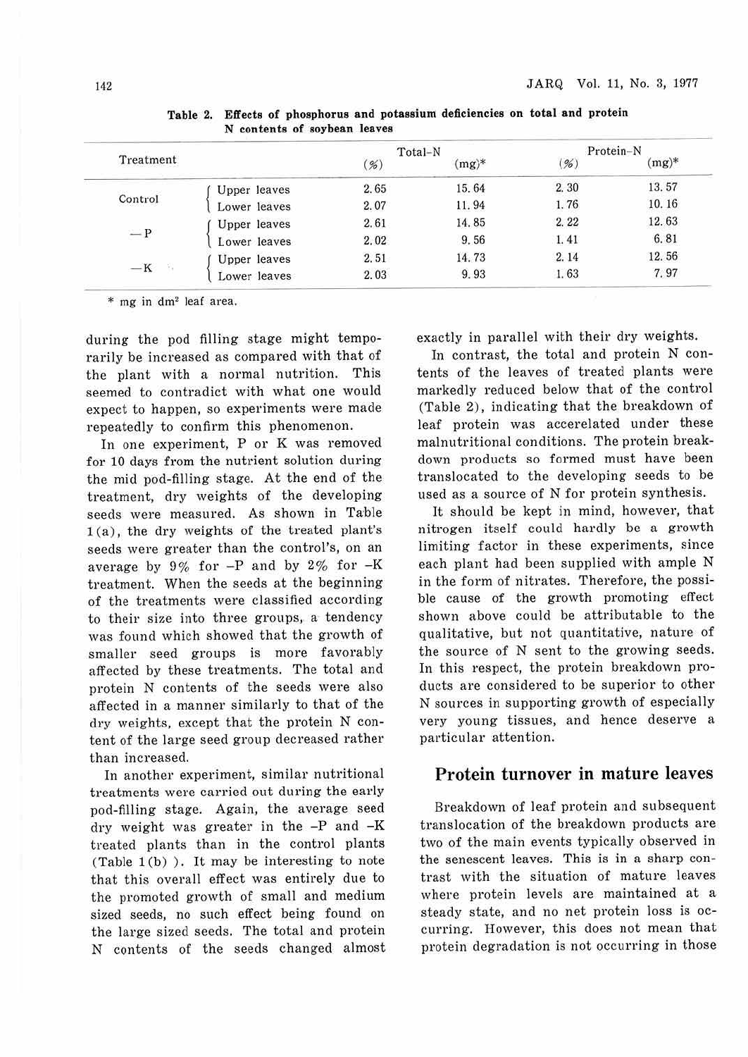Table 2. Effects of phosphorus and potassium deficiencies on total and protein N contents of soybean leaves

| Treatment | | Total-N (%) | Total-N (mg)* | Protein-N (%) | Protein-N (mg)* |
|---|---|---|---|---|---|
| Control | Upper leaves | 2.65 | 15.64 | 2.30 | 13.57 |
| | Lower leaves | 2.07 | 11.94 | 1.76 | 10.16 |
| −P | Upper leaves | 2.61 | 14.85 | 2.22 | 12.63 |
| | Lower leaves | 2.02 | 9.56 | 1.41 | 6.81 |
| −K | Upper leaves | 2.51 | 14.73 | 2.14 | 12.56 |
| | Lower leaves | 2.03 | 9.93 | 1.63 | 7.97 |

\* mg in $dm^2$ leaf area.

during the pod filling stage might temporarily be increased as compared with that of the plant with a normal nutrition. This seemed to contradict with what one would expect to happen, so experiments were made repeatedly to confirm this phenomenon.

In one experiment, P or K was removed for 10 days from the nutrient solution during the mid pod-filling stage. At the end of the treatment, dry weights of the developing seeds were measured. As shown in Table 1(a), the dry weights of the treated plant's seeds were greater than the control's, on an average by 9% for −P and by 2% for −K treatment. When the seeds at the beginning of the treatments were classified according to their size into three groups, a tendency was found which showed that the growth of smaller seed groups is more favorably affected by these treatments. The total and protein N contents of the seeds were also affected in a manner similarly to that of the dry weights, except that the protein N content of the large seed group decreased rather than increased.

In another experiment, similar nutritional treatments were carried out during the early pod-filling stage. Again, the average seed dry weight was greater in the −P and −K treated plants than in the control plants (Table 1(b)). It may be interesting to note that this overall effect was entirely due to the promoted growth of small and medium sized seeds, no such effect being found on the large sized seeds. The total and protein N contents of the seeds changed almost exactly in parallel with their dry weights.

In contrast, the total and protein N contents of the leaves of treated plants were markedly reduced below that of the control (Table 2), indicating that the breakdown of leaf protein was accerelated under these malnutritional conditions. The protein breakdown products so formed must have been translocated to the developing seeds to be used as a source of N for protein synthesis.

It should be kept in mind, however, that nitrogen itself could hardly be a growth limiting factor in these experiments, since each plant had been supplied with ample N in the form of nitrates. Therefore, the possible cause of the growth promoting effect shown above could be attributable to the qualitative, but not quantitative, nature of the source of N sent to the growing seeds. In this respect, the protein breakdown products are considered to be superior to other N sources in supporting growth of especially very young tissues, and hence deserve a particular attention.

## Protein turnover in mature leaves

Breakdown of leaf protein and subsequent translocation of the breakdown products are two of the main events typically observed in the senescent leaves. This is in a sharp contrast with the situation of mature leaves where protein levels are maintained at a steady state, and no net protein loss is occurring. However, this does not mean that protein degradation is not occurring in those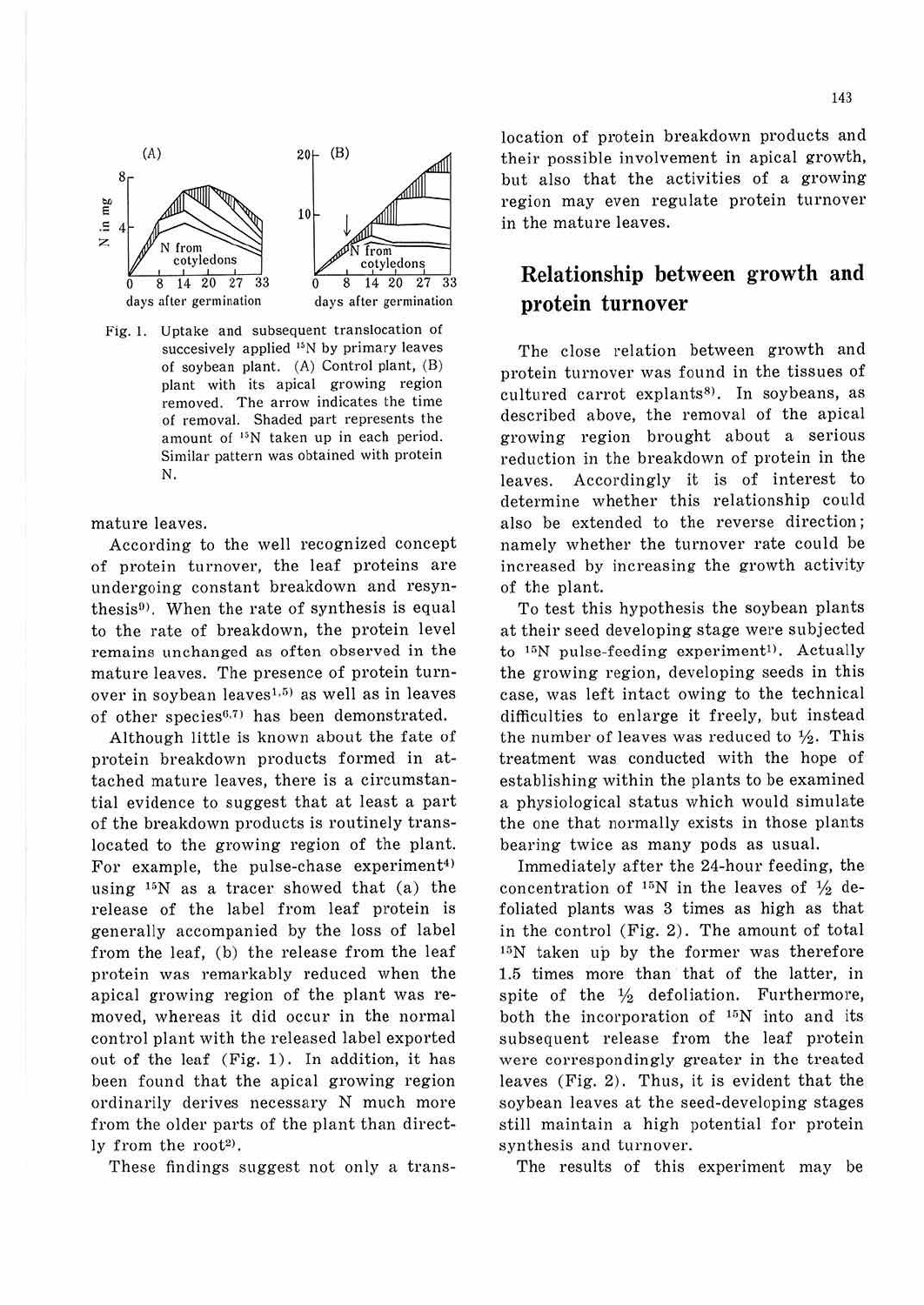Fig. 1. Uptake and subsequent translocation of succesively applied $^{15}N$ by primary leaves of soybean plant. (A) Control plant, (B) plant with its apical growing region removed. The arrow indicates the time of removal. Shaded part represents the amount of $^{15}N$ taken up in each period. Similar pattern was obtained with protein N.

mature leaves.

According to the well recognized concept of protein turnover, the leaf proteins are undergoing constant breakdown and resynthesis[9]. When the rate of synthesis is equal to the rate of breakdown, the protein level remains unchanged as often observed in the mature leaves. The presence of protein turnover in soybean leaves[1,5] as well as in leaves of other species[6,7] has been demonstrated.

Although little is known about the fate of protein breakdown products formed in attached mature leaves, there is a circumstantial evidence to suggest that at least a part of the breakdown products is routinely translocated to the growing region of the plant. For example, the pulse-chase experiment[4] using $^{15}N$ as a tracer showed that (a) the release of the label from leaf protein is generally accompanied by the loss of label from the leaf, (b) the release from the leaf protein was remarkably reduced when the apical growing region of the plant was removed, whereas it did occur in the normal control plant with the released label exported out of the leaf (Fig. 1). In addition, it has been found that the apical growing region ordinarily derives necessary N much more from the older parts of the plant than directly from the root[2].

These findings suggest not only a translocation of protein breakdown products and their possible involvement in apical growth, but also that the activities of a growing region may even regulate protein turnover in the mature leaves.

## Relationship between growth and protein turnover

The close relation between growth and protein turnover was found in the tissues of cultured carrot explants[8]. In soybeans, as described above, the removal of the apical growing region brought about a serious reduction in the breakdown of protein in the leaves. Accordingly it is of interest to determine whether this relationship could also be extended to the reverse direction; namely whether the turnover rate could be increased by increasing the growth activity of the plant.

To test this hypothesis the soybean plants at their seed developing stage were subjected to $^{15}N$ pulse-feeding experiment[1]. Actually the growing region, developing seeds in this case, was left intact owing to the technical difficulties to enlarge it freely, but instead the number of leaves was reduced to ½. This treatment was conducted with the hope of establishing within the plants to be examined a physiological status which would simulate the one that normally exists in those plants bearing twice as many pods as usual.

Immediately after the 24-hour feeding, the concentration of $^{15}N$ in the leaves of ½ defoliated plants was 3 times as high as that in the control (Fig. 2). The amount of total $^{15}N$ taken up by the former was therefore 1.5 times more than that of the latter, in spite of the ½ defoliation. Furthermore, both the incorporation of $^{15}N$ into and its subsequent release from the leaf protein were correspondingly greater in the treated leaves (Fig. 2). Thus, it is evident that the soybean leaves at the seed-developing stages still maintain a high potential for protein synthesis and turnover.

The results of this experiment may be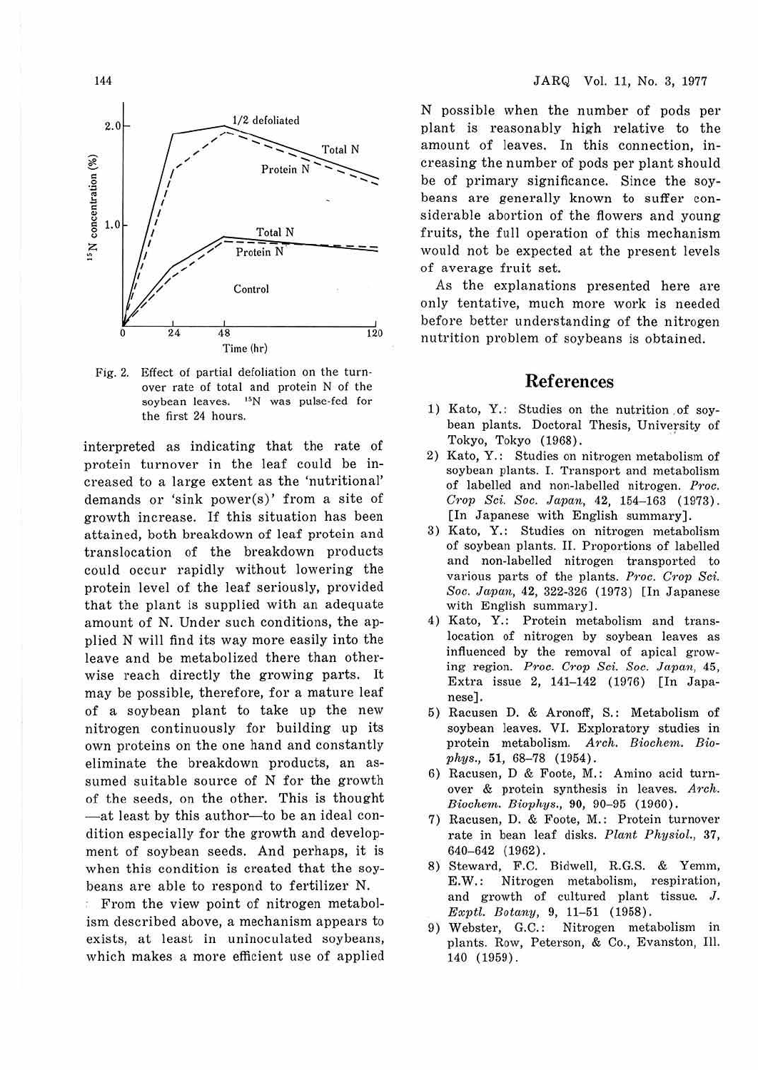2.0

1/2 defoliated

Total N

Protein N

1.0

$^{15}N$ concentration (%)

Total N

Protein N

Control

0

24

48

120

Time (hr)

Fig. 2. Effect of partial defoliation on the turnover rate of total and protein N of the soybean leaves. $^{15}N$ was pulse-fed for the first 24 hours.

interpreted as indicating that the rate of protein turnover in the leaf could be increased to a large extent as the 'nutritional' demands or 'sink power(s)' from a site of growth increase. If this situation has been attained, both breakdown of leaf protein and translocation of the breakdown products could occur rapidly without lowering the protein level of the leaf seriously, provided that the plant is supplied with an adequate amount of N. Under such conditions, the applied N will find its way more easily into the leave and be metabolized there than otherwise reach directly the growing parts. It may be possible, therefore, for a mature leaf of a soybean plant to take up the new nitrogen continuously for building up its own proteins on the one hand and constantly eliminate the breakdown products, an assumed suitable source of N for the growth of the seeds, on the other. This is thought —at least by this author—to be an ideal condition especially for the growth and development of soybean seeds. And perhaps, it is when this condition is created that the soybeans are able to respond to fertilizer N.

From the view point of nitrogen metabolism described above, a mechanism appears to exists, at least in uninoculated soybeans, which makes a more efficient use of applied N possible when the number of pods per plant is reasonably high relative to the amount of leaves. In this connection, increasing the number of pods per plant should be of primary significance. Since the soybeans are generally known to suffer considerable abortion of the flowers and young fruits, the full operation of this mechanism would not be expected at the present levels of average fruit set.

As the explanations presented here are only tentative, much more work is needed before better understanding of the nitrogen nutrition problem of soybeans is obtained.

## References

1) Kato, Y.: Studies on the nutrition of soybean plants. Doctoral Thesis, University of Tokyo, Tokyo (1968).
2) Kato, Y.: Studies on nitrogen metabolism of soybean plants. I. Transport and metabolism of labelled and non-labelled nitrogen. *Proc. Crop Sci. Soc. Japan*, 42, 154–163 (1973). [In Japanese with English summary].
3) Kato, Y.: Studies on nitrogen metabolism of soybean plants. II. Proportions of labelled and non-labelled nitrogen transported to various parts of the plants. *Proc. Crop Sci. Soc. Japan*, 42, 322-326 (1973) [In Japanese with English summary].
4) Kato, Y.: Protein metabolism and translocation of nitrogen by soybean leaves as influenced by the removal of apical growing region. *Proc. Crop Sci. Soc. Japan*, 45, Extra issue 2, 141–142 (1976) [In Japanese].
5) Racusen D. & Aronoff, S.: Metabolism of soybean leaves. VI. Exploratory studies in protein metabolism. *Arch. Biochem. Biophys.*, 51, 68–78 (1954).
6) Racusen, D & Foote, M.: Amino acid turnover & protein synthesis in leaves. *Arch. Biochem. Biophys.*, 90, 90–95 (1960).
7) Racusen, D. & Foote, M.: Protein turnover rate in bean leaf disks. *Plant Physiol.*, 37, 640–642 (1962).
8) Steward, F.C. Bidwell, R.G.S. & Yemm, E.W.: Nitrogen metabolism, respiration, and growth of cultured plant tissue. *J. Exptl. Botany*, 9, 11–51 (1958).
9) Webster, G.C.: Nitrogen metabolism in plants. Row, Peterson, & Co., Evanston, Ill. 140 (1959).